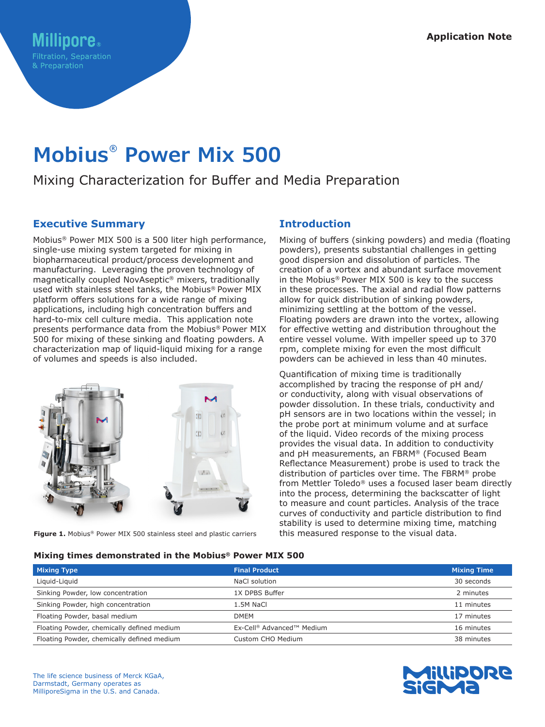Millipore®
Filtration, Separation & Preparation

Application Note

# Mobius® Power Mix 500

Mixing Characterization for Buffer and Media Preparation

## Executive Summary

Mobius® Power MIX 500 is a 500 liter high performance, single-use mixing system targeted for mixing in biopharmaceutical product/process development and manufacturing. Leveraging the proven technology of magnetically coupled NovAseptic® mixers, traditionally used with stainless steel tanks, the Mobius® Power MIX platform offers solutions for a wide range of mixing applications, including high concentration buffers and hard-to-mix cell culture media. This application note presents performance data from the Mobius® Power MIX 500 for mixing of these sinking and floating powders. A characterization map of liquid-liquid mixing for a range of volumes and speeds is also included.

**Figure 1.** Mobius® Power MIX 500 stainless steel and plastic carriers

## Introduction

Mixing of buffers (sinking powders) and media (floating powders), presents substantial challenges in getting good dispersion and dissolution of particles. The creation of a vortex and abundant surface movement in the Mobius® Power MIX 500 is key to the success in these processes. The axial and radial flow patterns allow for quick distribution of sinking powders, minimizing settling at the bottom of the vessel. Floating powders are drawn into the vortex, allowing for effective wetting and distribution throughout the entire vessel volume. With impeller speed up to 370 rpm, complete mixing for even the most difficult powders can be achieved in less than 40 minutes.

Quantification of mixing time is traditionally accomplished by tracing the response of pH and/or conductivity, along with visual observations of powder dissolution. In these trials, conductivity and pH sensors are in two locations within the vessel; in the probe port at minimum volume and at surface of the liquid. Video records of the mixing process provides the visual data. In addition to conductivity and pH measurements, an FBRM® (Focused Beam Reflectance Measurement) probe is used to track the distribution of particles over time. The FBRM® probe from Mettler Toledo® uses a focused laser beam directly into the process, determining the backscatter of light to measure and count particles. Analysis of the trace curves of conductivity and particle distribution to find stability is used to determine mixing time, matching this measured response to the visual data.

### Mixing times demonstrated in the Mobius® Power MIX 500

| Mixing Type | Final Product | Mixing Time |
|---|---|---|
| Liquid-Liquid | NaCl solution | 30 seconds |
| Sinking Powder, low concentration | 1X DPBS Buffer | 2 minutes |
| Sinking Powder, high concentration | 1.5M NaCl | 11 minutes |
| Floating Powder, basal medium | DMEM | 17 minutes |
| Floating Powder, chemically defined medium | Ex-Cell® Advanced™ Medium | 16 minutes |
| Floating Powder, chemically defined medium | Custom CHO Medium | 38 minutes |

The life science business of Merck KGaA, Darmstadt, Germany operates as MilliporeSigma in the U.S. and Canada.

MilliporeSigma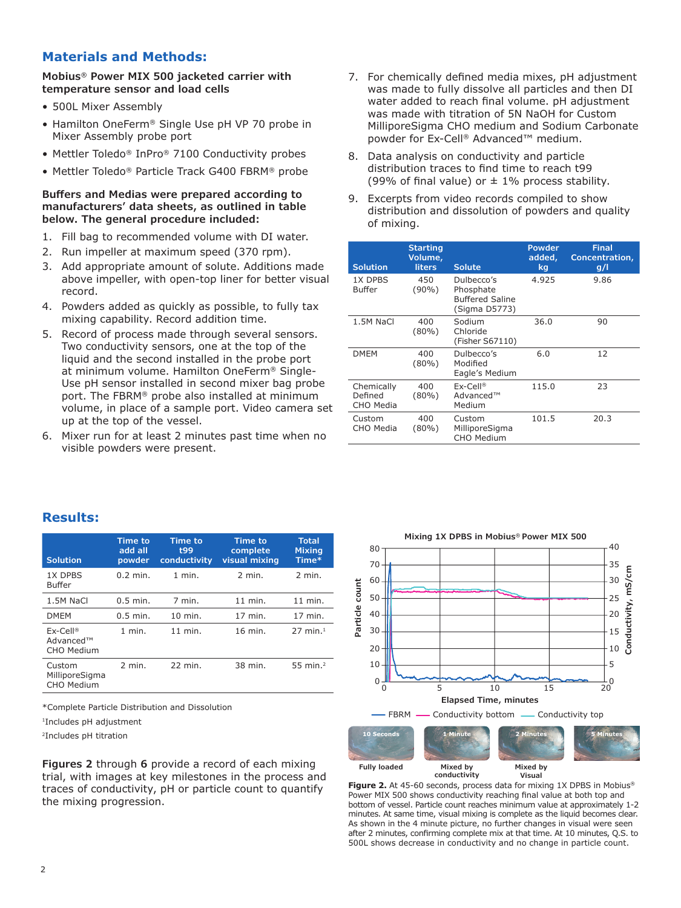## Materials and Methods:

**Mobius® Power MIX 500 jacketed carrier with temperature sensor and load cells**

- 500L Mixer Assembly
- Hamilton OneFerm® Single Use pH VP 70 probe in Mixer Assembly probe port
- Mettler Toledo® InPro® 7100 Conductivity probes
- Mettler Toledo® Particle Track G400 FBRM® probe

**Buffers and Medias were prepared according to manufacturers' data sheets, as outlined in table below. The general procedure included:**

1. Fill bag to recommended volume with DI water.
2. Run impeller at maximum speed (370 rpm).
3. Add appropriate amount of solute. Additions made above impeller, with open-top liner for better visual record.
4. Powders added as quickly as possible, to fully tax mixing capability. Record addition time.
5. Record of process made through several sensors. Two conductivity sensors, one at the top of the liquid and the second installed in the probe port at minimum volume. Hamilton OneFerm® Single-Use pH sensor installed in second mixer bag probe port. The FBRM® probe also installed at minimum volume, in place of a sample port. Video camera set up at the top of the vessel.
6. Mixer run for at least 2 minutes past time when no visible powders were present.
7. For chemically defined media mixes, pH adjustment was made to fully dissolve all particles and then DI water added to reach final volume. pH adjustment was made with titration of 5N NaOH for Custom MilliporeSigma CHO medium and Sodium Carbonate powder for Ex-Cell® Advanced™ medium.
8. Data analysis on conductivity and particle distribution traces to find time to reach t99 (99% of final value) or ± 1% process stability.
9. Excerpts from video records compiled to show distribution and dissolution of powders and quality of mixing.

| Solution | Starting Volume, liters | Solute | Powder added, kg | Final Concentration, g/l |
|---|---|---|---|---|
| 1X DPBS Buffer | 450 (90%) | Dulbecco's Phosphate Buffered Saline (Sigma D5773) | 4.925 | 9.86 |
| 1.5M NaCl | 400 (80%) | Sodium Chloride (Fisher S67110) | 36.0 | 90 |
| DMEM | 400 (80%) | Dulbecco's Modified Eagle's Medium | 6.0 | 12 |
| Chemically Defined CHO Media | 400 (80%) | Ex-Cell® Advanced™ Medium | 115.0 | 23 |
| Custom CHO Media | 400 (80%) | Custom MilliporeSigma CHO Medium | 101.5 | 20.3 |

## Results:

| Solution | Time to add all powder | Time to t99 conductivity | Time to complete visual mixing | Total Mixing Time* |
|---|---|---|---|---|
| 1X DPBS Buffer | 0.2 min. | 1 min. | 2 min. | 2 min. |
| 1.5M NaCl | 0.5 min. | 7 min. | 11 min. | 11 min. |
| DMEM | 0.5 min. | 10 min. | 17 min. | 17 min. |
| Ex-Cell® Advanced™ CHO Medium | 1 min. | 11 min. | 16 min. | 27 min.[1] |
| Custom MilliporeSigma CHO Medium | 2 min. | 22 min. | 38 min. | 55 min.[2] |

*Complete Particle Distribution and Dissolution

[1]Includes pH adjustment

[2]Includes pH titration

**Figures 2** through **6** provide a record of each mixing trial, with images at key milestones in the process and traces of conductivity, pH or particle count to quantify the mixing progression.

**Figure 2.** At 45-60 seconds, process data for mixing 1X DPBS in Mobius® Power MIX 500 shows conductivity reaching final value at both top and bottom of vessel. Particle count reaches minimum value at approximately 1-2 minutes. At same time, visual mixing is complete as the liquid becomes clear. As shown in the 4 minute picture, no further changes in visual were seen after 2 minutes, confirming complete mix at that time. At 10 minutes, Q.S. to 500L shows decrease in conductivity and no change in particle count.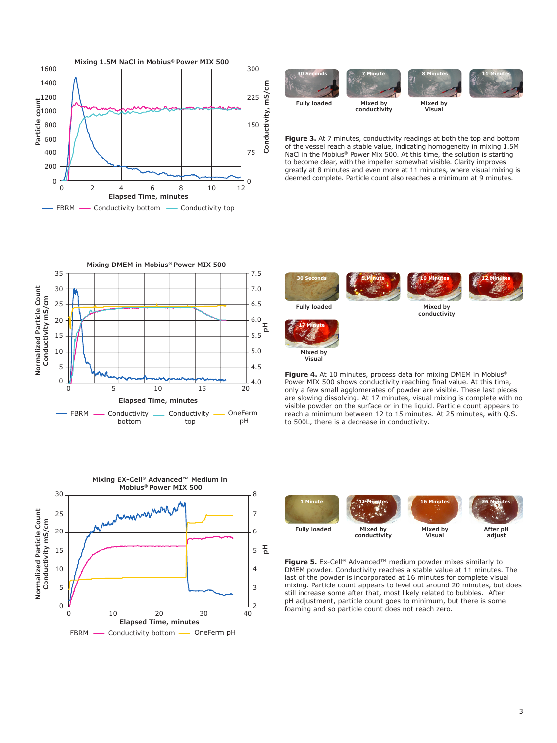**Mixing 1.5M NaCl in Mobius® Power MIX 500**

30 Seconds — Fully loaded
7 Minute — Mixed by conductivity
8 Minutes — Mixed by Visual
11 Minutes

**Figure 3.** At 7 minutes, conductivity readings at both the top and bottom of the vessel reach a stable value, indicating homogeneity in mixing 1.5M NaCl in the Mobius® Power Mix 500. At this time, the solution is starting to become clear, with the impeller somewhat visible. Clarity improves greatly at 8 minutes and even more at 11 minutes, where visual mixing is deemed complete. Particle count also reaches a minimum at 9 minutes.

**Mixing DMEM in Mobius® Power MIX 500**

30 Seconds — Fully loaded
5 Minute
10 Minutes — Mixed by conductivity
12 Minutes
17 Minute — Mixed by Visual

**Figure 4.** At 10 minutes, process data for mixing DMEM in Mobius® Power MIX 500 shows conductivity reaching final value. At this time, only a few small agglomerates of powder are visible. These last pieces are slowing dissolving. At 17 minutes, visual mixing is complete with no visible powder on the surface or in the liquid. Particle count appears to reach a minimum between 12 to 15 minutes. At 25 minutes, with Q.S. to 500L, there is a decrease in conductivity.

**Mixing EX-Cell® Advanced™ Medium in Mobius® Power MIX 500**

1 Minute — Fully loaded
11 Minutes — Mixed by conductivity
16 Minutes — Mixed by Visual
26 Minutes — After pH adjust

**Figure 5.** Ex-Cell® Advanced™ medium powder mixes similarly to DMEM powder. Conductivity reaches a stable value at 11 minutes. The last of the powder is incorporated at 16 minutes for complete visual mixing. Particle count appears to level out around 20 minutes, but does still increase some after that, most likely related to bubbles. After pH adjustment, particle count goes to minimum, but there is some foaming and so particle count does not reach zero.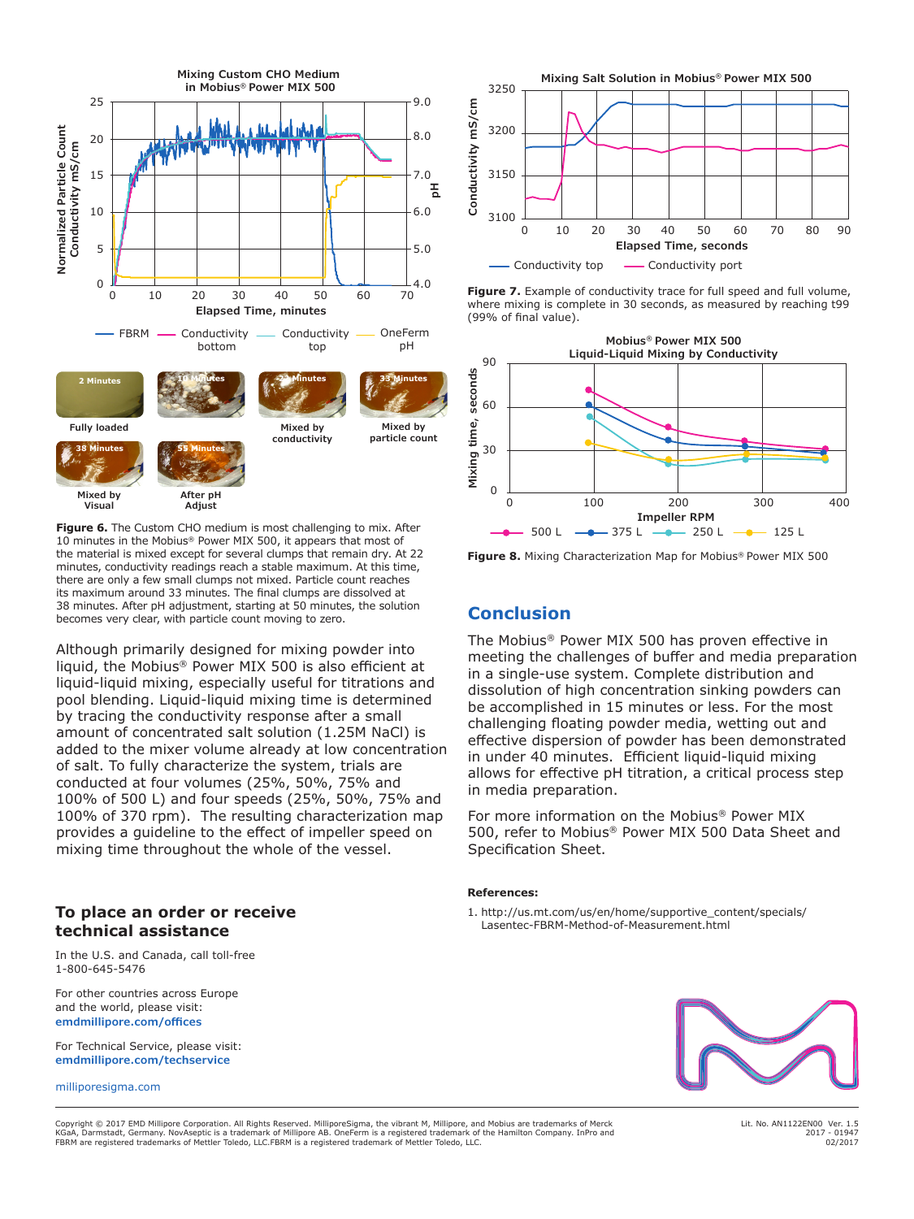Mixing Custom CHO Medium in Mobius® Power MIX 500

Normalized Particle Count Conductivity mS/cm

pH

Elapsed Time, minutes

FBRM
Conductivity bottom
Conductivity top
OneFerm pH

2 Minutes — Fully loaded
10 Minutes
22 Minutes — Mixed by conductivity
33 Minutes — Mixed by particle count
38 Minutes — Mixed by Visual
55 Minutes — After pH Adjust

**Figure 6.** The Custom CHO medium is most challenging to mix. After 10 minutes in the Mobius® Power MIX 500, it appears that most of the material is mixed except for several clumps that remain dry. At 22 minutes, conductivity readings reach a stable maximum. At this time, there are only a few small clumps not mixed. Particle count reaches its maximum around 33 minutes. The final clumps are dissolved at 38 minutes. After pH adjustment, starting at 50 minutes, the solution becomes very clear, with particle count moving to zero.

Although primarily designed for mixing powder into liquid, the Mobius® Power MIX 500 is also efficient at liquid-liquid mixing, especially useful for titrations and pool blending. Liquid-liquid mixing time is determined by tracing the conductivity response after a small amount of concentrated salt solution (1.25M NaCl) is added to the mixer volume already at low concentration of salt. To fully characterize the system, trials are conducted at four volumes (25%, 50%, 75% and 100% of 500 L) and four speeds (25%, 50%, 75% and 100% of 370 rpm). The resulting characterization map provides a guideline to the effect of impeller speed on mixing time throughout the whole of the vessel.

Mixing Salt Solution in Mobius® Power MIX 500

Conductivity mS/cm

Elapsed Time, seconds

Conductivity top
Conductivity port

**Figure 7.** Example of conductivity trace for full speed and full volume, where mixing is complete in 30 seconds, as measured by reaching t99 (99% of final value).

Mobius® Power MIX 500 Liquid-Liquid Mixing by Conductivity

Mixing time, seconds

Impeller RPM

500 L
375 L
250 L
125 L

**Figure 8.** Mixing Characterization Map for Mobius® Power MIX 500

## Conclusion

The Mobius® Power MIX 500 has proven effective in meeting the challenges of buffer and media preparation in a single-use system. Complete distribution and dissolution of high concentration sinking powders can be accomplished in 15 minutes or less. For the most challenging floating powder media, wetting out and effective dispersion of powder has been demonstrated in under 40 minutes. Efficient liquid-liquid mixing allows for effective pH titration, a critical process step in media preparation.

For more information on the Mobius® Power MIX 500, refer to Mobius® Power MIX 500 Data Sheet and Specification Sheet.

### To place an order or receive technical assistance

In the U.S. and Canada, call toll-free 1-800-645-5476

For other countries across Europe and the world, please visit: **emdmillipore.com/offices**

For Technical Service, please visit: **emdmillipore.com/techservice**

milliporesigma.com

**References:**

1. http://us.mt.com/us/en/home/supportive_content/specials/Lasentec-FBRM-Method-of-Measurement.html

Copyright © 2017 EMD Millipore Corporation. All Rights Reserved. MilliporeSigma, the vibrant M, Millipore, and Mobius are trademarks of Merck KGaA, Darmstadt, Germany. NovAseptic is a trademark of Millipore AB. OneFerm is a registered trademark of the Hamilton Company. InPro and FBRM are registered trademarks of Mettler Toledo, LLC.FBRM is a registered trademark of Mettler Toledo, LLC.

Lit. No. AN1122EN00 Ver. 1.5
2017 - 01947
02/2017